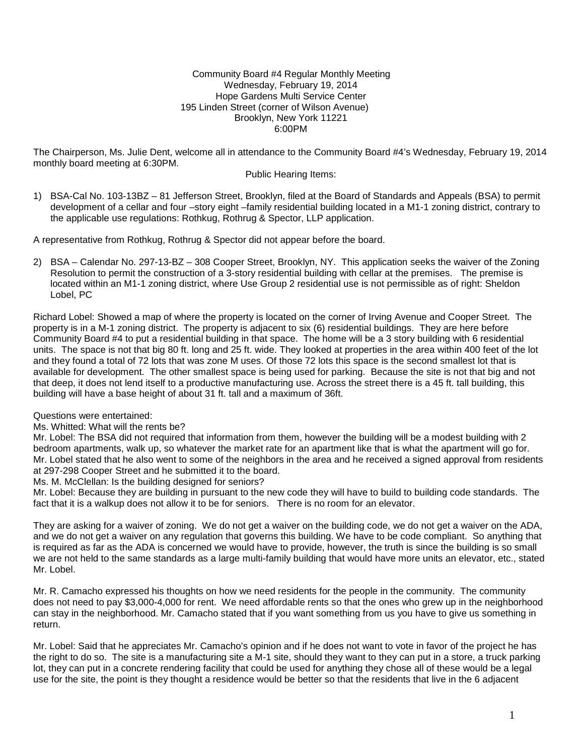Community Board #4 Regular Monthly Meeting
Wednesday, February 19, 2014
Hope Gardens Multi Service Center
195 Linden Street (corner of Wilson Avenue)
Brooklyn, New York 11221
6:00PM

The Chairperson, Ms. Julie Dent, welcome all in attendance to the Community Board #4's Wednesday, February 19, 2014 monthly board meeting at 6:30PM.

Public Hearing Items:

1) BSA-Cal No. 103-13BZ – 81 Jefferson Street, Brooklyn, filed at the Board of Standards and Appeals (BSA) to permit development of a cellar and four –story eight –family residential building located in a M1-1 zoning district, contrary to the applicable use regulations: Rothkug, Rothrug & Spector, LLP application.

A representative from Rothkug, Rothrug & Spector did not appear before the board.

2) BSA – Calendar No. 297-13-BZ – 308 Cooper Street, Brooklyn, NY. This application seeks the waiver of the Zoning Resolution to permit the construction of a 3-story residential building with cellar at the premises. The premise is located within an M1-1 zoning district, where Use Group 2 residential use is not permissible as of right: Sheldon Lobel, PC

Richard Lobel: Showed a map of where the property is located on the corner of Irving Avenue and Cooper Street. The property is in a M-1 zoning district. The property is adjacent to six (6) residential buildings. They are here before Community Board #4 to put a residential building in that space. The home will be a 3 story building with 6 residential units. The space is not that big 80 ft. long and 25 ft. wide. They looked at properties in the area within 400 feet of the lot and they found a total of 72 lots that was zone M uses. Of those 72 lots this space is the second smallest lot that is available for development. The other smallest space is being used for parking. Because the site is not that big and not that deep, it does not lend itself to a productive manufacturing use. Across the street there is a 45 ft. tall building, this building will have a base height of about 31 ft. tall and a maximum of 36ft.

Questions were entertained:

Ms. Whitted: What will the rents be?

Mr. Lobel: The BSA did not required that information from them, however the building will be a modest building with 2 bedroom apartments, walk up, so whatever the market rate for an apartment like that is what the apartment will go for. Mr. Lobel stated that he also went to some of the neighbors in the area and he received a signed approval from residents at 297-298 Cooper Street and he submitted it to the board.

Ms. M. McClellan: Is the building designed for seniors?

Mr. Lobel: Because they are building in pursuant to the new code they will have to build to building code standards. The fact that it is a walkup does not allow it to be for seniors. There is no room for an elevator.

They are asking for a waiver of zoning. We do not get a waiver on the building code, we do not get a waiver on the ADA, and we do not get a waiver on any regulation that governs this building. We have to be code compliant. So anything that is required as far as the ADA is concerned we would have to provide, however, the truth is since the building is so small we are not held to the same standards as a large multi-family building that would have more units an elevator, etc., stated Mr. Lobel.

Mr. R. Camacho expressed his thoughts on how we need residents for the people in the community. The community does not need to pay $3,000-4,000 for rent. We need affordable rents so that the ones who grew up in the neighborhood can stay in the neighborhood. Mr. Camacho stated that if you want something from us you have to give us something in return.

Mr. Lobel: Said that he appreciates Mr. Camacho's opinion and if he does not want to vote in favor of the project he has the right to do so. The site is a manufacturing site a M-1 site, should they want to they can put in a store, a truck parking lot, they can put in a concrete rendering facility that could be used for anything they chose all of these would be a legal use for the site, the point is they thought a residence would be better so that the residents that live in the 6 adjacent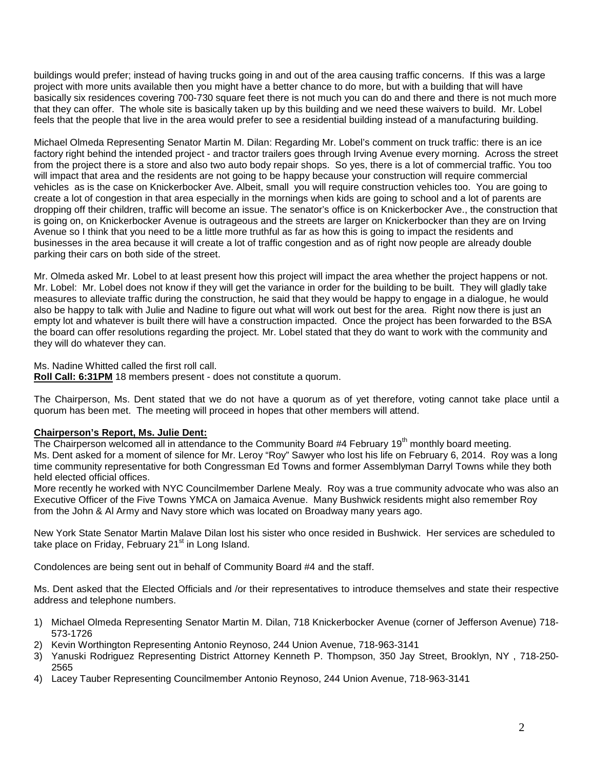buildings would prefer; instead of having trucks going in and out of the area causing traffic concerns. If this was a large project with more units available then you might have a better chance to do more, but with a building that will have basically six residences covering 700-730 square feet there is not much you can do and there and there is not much more that they can offer. The whole site is basically taken up by this building and we need these waivers to build. Mr. Lobel feels that the people that live in the area would prefer to see a residential building instead of a manufacturing building.

Michael Olmeda Representing Senator Martin M. Dilan: Regarding Mr. Lobel's comment on truck traffic: there is an ice factory right behind the intended project - and tractor trailers goes through Irving Avenue every morning. Across the street from the project there is a store and also two auto body repair shops. So yes, there is a lot of commercial traffic. You too will impact that area and the residents are not going to be happy because your construction will require commercial vehicles as is the case on Knickerbocker Ave. Albeit, small you will require construction vehicles too. You are going to create a lot of congestion in that area especially in the mornings when kids are going to school and a lot of parents are dropping off their children, traffic will become an issue. The senator's office is on Knickerbocker Ave., the construction that is going on, on Knickerbocker Avenue is outrageous and the streets are larger on Knickerbocker than they are on Irving Avenue so I think that you need to be a little more truthful as far as how this is going to impact the residents and businesses in the area because it will create a lot of traffic congestion and as of right now people are already double parking their cars on both side of the street.

Mr. Olmeda asked Mr. Lobel to at least present how this project will impact the area whether the project happens or not. Mr. Lobel: Mr. Lobel does not know if they will get the variance in order for the building to be built. They will gladly take measures to alleviate traffic during the construction, he said that they would be happy to engage in a dialogue, he would also be happy to talk with Julie and Nadine to figure out what will work out best for the area. Right now there is just an empty lot and whatever is built there will have a construction impacted. Once the project has been forwarded to the BSA the board can offer resolutions regarding the project. Mr. Lobel stated that they do want to work with the community and they will do whatever they can.

Ms. Nadine Whitted called the first roll call.
**Roll Call: 6:31PM** 18 members present - does not constitute a quorum.

The Chairperson, Ms. Dent stated that we do not have a quorum as of yet therefore, voting cannot take place until a quorum has been met. The meeting will proceed in hopes that other members will attend.

**Chairperson's Report, Ms. Julie Dent:**

The Chairperson welcomed all in attendance to the Community Board #4 February 19th monthly board meeting.
Ms. Dent asked for a moment of silence for Mr. Leroy "Roy" Sawyer who lost his life on February 6, 2014. Roy was a long time community representative for both Congressman Ed Towns and former Assemblyman Darryl Towns while they both held elected official offices.
More recently he worked with NYC Councilmember Darlene Mealy. Roy was a true community advocate who was also an Executive Officer of the Five Towns YMCA on Jamaica Avenue. Many Bushwick residents might also remember Roy from the John & Al Army and Navy store which was located on Broadway many years ago.

New York State Senator Martin Malave Dilan lost his sister who once resided in Bushwick. Her services are scheduled to take place on Friday, February 21st in Long Island.

Condolences are being sent out in behalf of Community Board #4 and the staff.

Ms. Dent asked that the Elected Officials and /or their representatives to introduce themselves and state their respective address and telephone numbers.

1) Michael Olmeda Representing Senator Martin M. Dilan, 718 Knickerbocker Avenue (corner of Jefferson Avenue) 718-573-1726
2) Kevin Worthington Representing Antonio Reynoso, 244 Union Avenue, 718-963-3141
3) Yanuski Rodriguez Representing District Attorney Kenneth P. Thompson, 350 Jay Street, Brooklyn, NY , 718-250-2565
4) Lacey Tauber Representing Councilmember Antonio Reynoso, 244 Union Avenue, 718-963-3141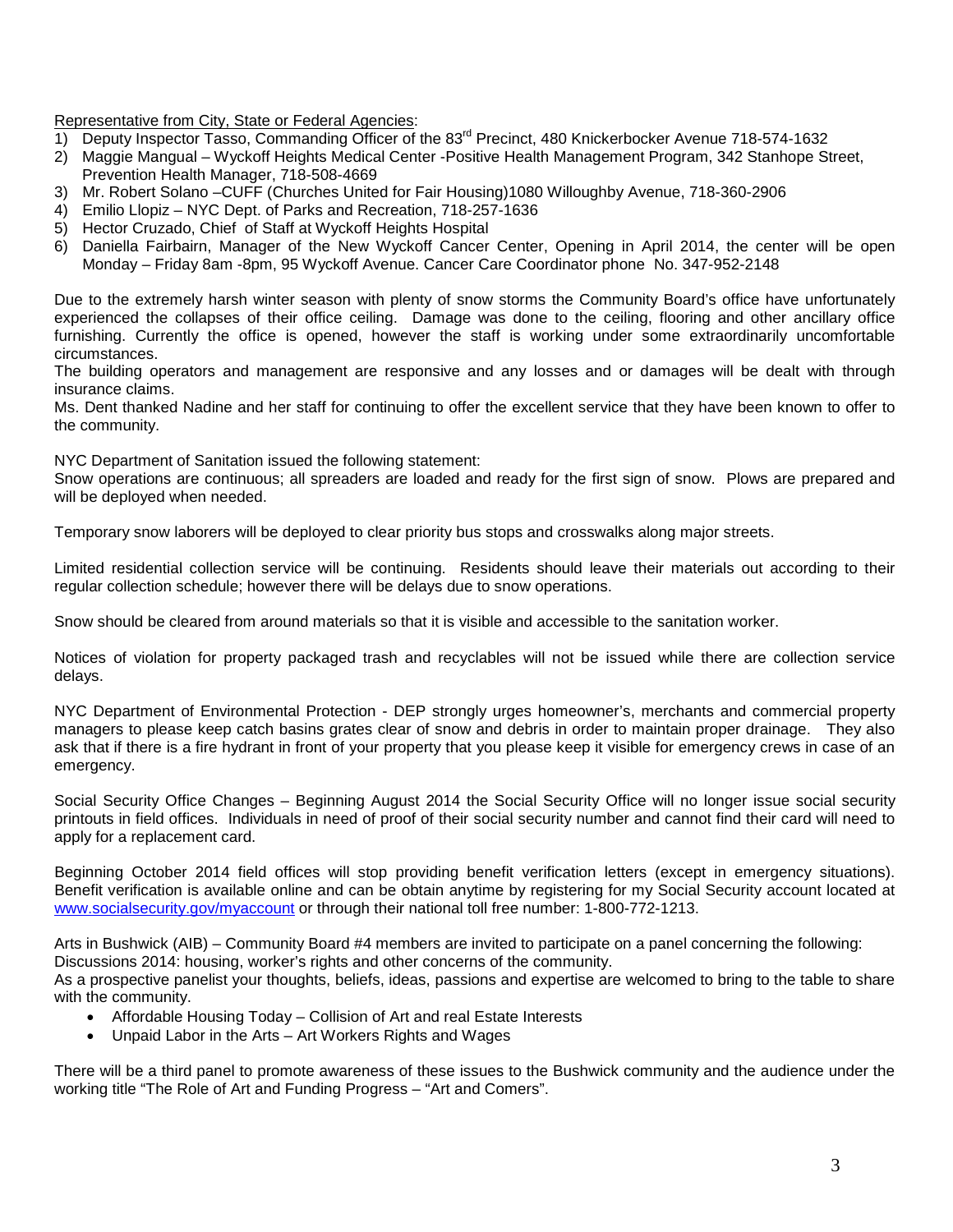<u>Representative from City, State or Federal Agencies</u>:

1) Deputy Inspector Tasso, Commanding Officer of the 83rd Precinct, 480 Knickerbocker Avenue 718-574-1632
2) Maggie Mangual – Wyckoff Heights Medical Center -Positive Health Management Program, 342 Stanhope Street, Prevention Health Manager, 718-508-4669
3) Mr. Robert Solano –CUFF (Churches United for Fair Housing)1080 Willoughby Avenue, 718-360-2906
4) Emilio Llopiz – NYC Dept. of Parks and Recreation, 718-257-1636
5) Hector Cruzado, Chief of Staff at Wyckoff Heights Hospital
6) Daniella Fairbairn, Manager of the New Wyckoff Cancer Center, Opening in April 2014, the center will be open Monday – Friday 8am -8pm, 95 Wyckoff Avenue. Cancer Care Coordinator phone No. 347-952-2148

Due to the extremely harsh winter season with plenty of snow storms the Community Board's office have unfortunately experienced the collapses of their office ceiling. Damage was done to the ceiling, flooring and other ancillary office furnishing. Currently the office is opened, however the staff is working under some extraordinarily uncomfortable circumstances.
The building operators and management are responsive and any losses and or damages will be dealt with through insurance claims.
Ms. Dent thanked Nadine and her staff for continuing to offer the excellent service that they have been known to offer to the community.

NYC Department of Sanitation issued the following statement:
Snow operations are continuous; all spreaders are loaded and ready for the first sign of snow. Plows are prepared and will be deployed when needed.

Temporary snow laborers will be deployed to clear priority bus stops and crosswalks along major streets.

Limited residential collection service will be continuing. Residents should leave their materials out according to their regular collection schedule; however there will be delays due to snow operations.

Snow should be cleared from around materials so that it is visible and accessible to the sanitation worker.

Notices of violation for property packaged trash and recyclables will not be issued while there are collection service delays.

NYC Department of Environmental Protection - DEP strongly urges homeowner's, merchants and commercial property managers to please keep catch basins grates clear of snow and debris in order to maintain proper drainage. They also ask that if there is a fire hydrant in front of your property that you please keep it visible for emergency crews in case of an emergency.

Social Security Office Changes – Beginning August 2014 the Social Security Office will no longer issue social security printouts in field offices. Individuals in need of proof of their social security number and cannot find their card will need to apply for a replacement card.

Beginning October 2014 field offices will stop providing benefit verification letters (except in emergency situations). Benefit verification is available online and can be obtain anytime by registering for my Social Security account located at www.socialsecurity.gov/myaccount or through their national toll free number: 1-800-772-1213.

Arts in Bushwick (AIB) – Community Board #4 members are invited to participate on a panel concerning the following: Discussions 2014: housing, worker's rights and other concerns of the community.
As a prospective panelist your thoughts, beliefs, ideas, passions and expertise are welcomed to bring to the table to share with the community.

- Affordable Housing Today – Collision of Art and real Estate Interests
- Unpaid Labor in the Arts – Art Workers Rights and Wages

There will be a third panel to promote awareness of these issues to the Bushwick community and the audience under the working title "The Role of Art and Funding Progress – "Art and Comers".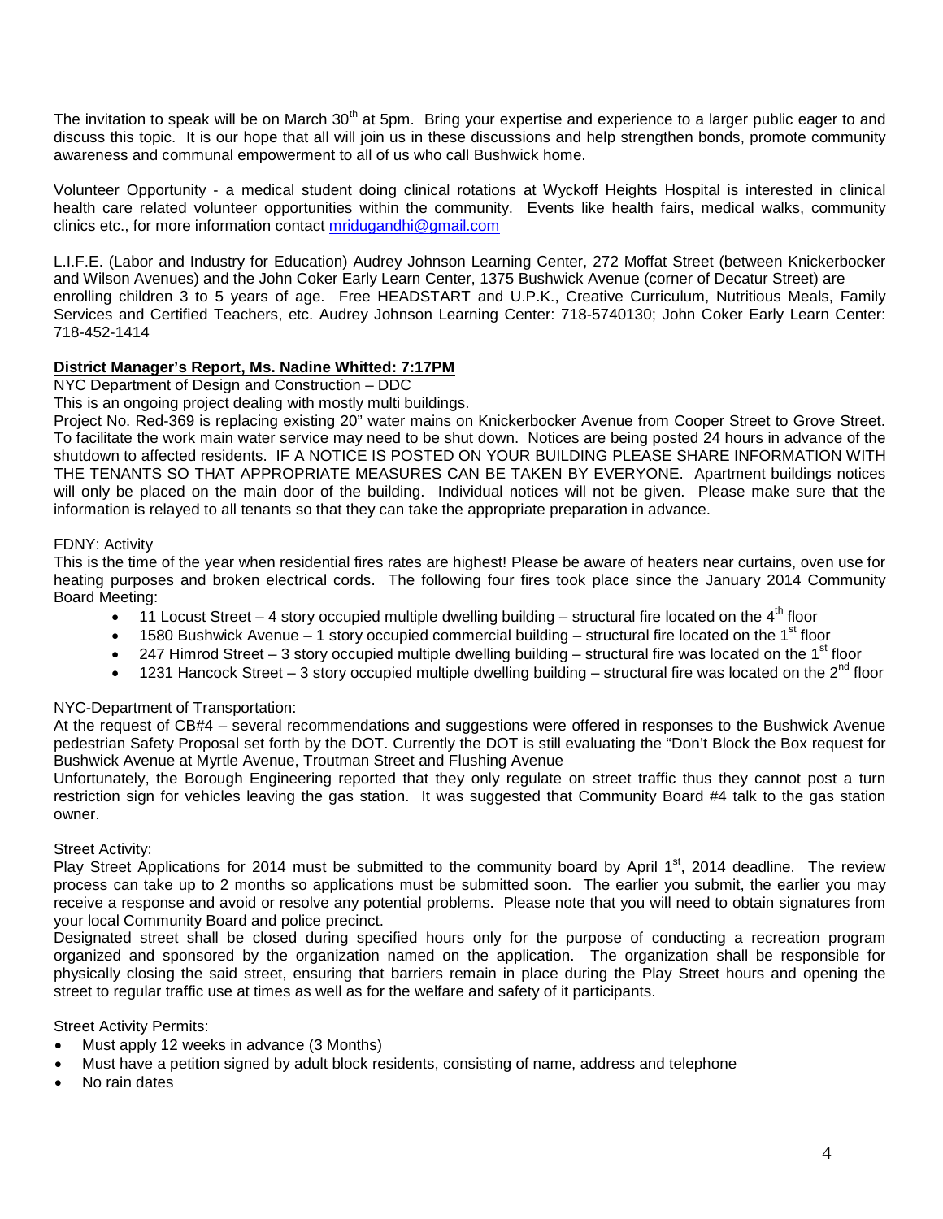The invitation to speak will be on March 30th at 5pm. Bring your expertise and experience to a larger public eager to and discuss this topic. It is our hope that all will join us in these discussions and help strengthen bonds, promote community awareness and communal empowerment to all of us who call Bushwick home.

Volunteer Opportunity - a medical student doing clinical rotations at Wyckoff Heights Hospital is interested in clinical health care related volunteer opportunities within the community. Events like health fairs, medical walks, community clinics etc., for more information contact mridugandhi@gmail.com

L.I.F.E. (Labor and Industry for Education) Audrey Johnson Learning Center, 272 Moffat Street (between Knickerbocker and Wilson Avenues) and the John Coker Early Learn Center, 1375 Bushwick Avenue (corner of Decatur Street) are enrolling children 3 to 5 years of age. Free HEADSTART and U.P.K., Creative Curriculum, Nutritious Meals, Family Services and Certified Teachers, etc. Audrey Johnson Learning Center: 718-5740130; John Coker Early Learn Center: 718-452-1414

**District Manager's Report, Ms. Nadine Whitted: 7:17PM**

NYC Department of Design and Construction – DDC

This is an ongoing project dealing with mostly multi buildings.

Project No. Red-369 is replacing existing 20" water mains on Knickerbocker Avenue from Cooper Street to Grove Street. To facilitate the work main water service may need to be shut down. Notices are being posted 24 hours in advance of the shutdown to affected residents. IF A NOTICE IS POSTED ON YOUR BUILDING PLEASE SHARE INFORMATION WITH THE TENANTS SO THAT APPROPRIATE MEASURES CAN BE TAKEN BY EVERYONE. Apartment buildings notices will only be placed on the main door of the building. Individual notices will not be given. Please make sure that the information is relayed to all tenants so that they can take the appropriate preparation in advance.

FDNY: Activity

This is the time of the year when residential fires rates are highest! Please be aware of heaters near curtains, oven use for heating purposes and broken electrical cords. The following four fires took place since the January 2014 Community Board Meeting:

- 11 Locust Street – 4 story occupied multiple dwelling building – structural fire located on the 4th floor
- 1580 Bushwick Avenue – 1 story occupied commercial building – structural fire located on the 1st floor
- 247 Himrod Street – 3 story occupied multiple dwelling building – structural fire was located on the 1st floor
- 1231 Hancock Street – 3 story occupied multiple dwelling building – structural fire was located on the 2nd floor

NYC-Department of Transportation:

At the request of CB#4 – several recommendations and suggestions were offered in responses to the Bushwick Avenue pedestrian Safety Proposal set forth by the DOT. Currently the DOT is still evaluating the "Don't Block the Box request for Bushwick Avenue at Myrtle Avenue, Troutman Street and Flushing Avenue

Unfortunately, the Borough Engineering reported that they only regulate on street traffic thus they cannot post a turn restriction sign for vehicles leaving the gas station. It was suggested that Community Board #4 talk to the gas station owner.

Street Activity:

Play Street Applications for 2014 must be submitted to the community board by April 1st, 2014 deadline. The review process can take up to 2 months so applications must be submitted soon. The earlier you submit, the earlier you may receive a response and avoid or resolve any potential problems. Please note that you will need to obtain signatures from your local Community Board and police precinct.

Designated street shall be closed during specified hours only for the purpose of conducting a recreation program organized and sponsored by the organization named on the application. The organization shall be responsible for physically closing the said street, ensuring that barriers remain in place during the Play Street hours and opening the street to regular traffic use at times as well as for the welfare and safety of it participants.

Street Activity Permits:

- Must apply 12 weeks in advance (3 Months)
- Must have a petition signed by adult block residents, consisting of name, address and telephone
- No rain dates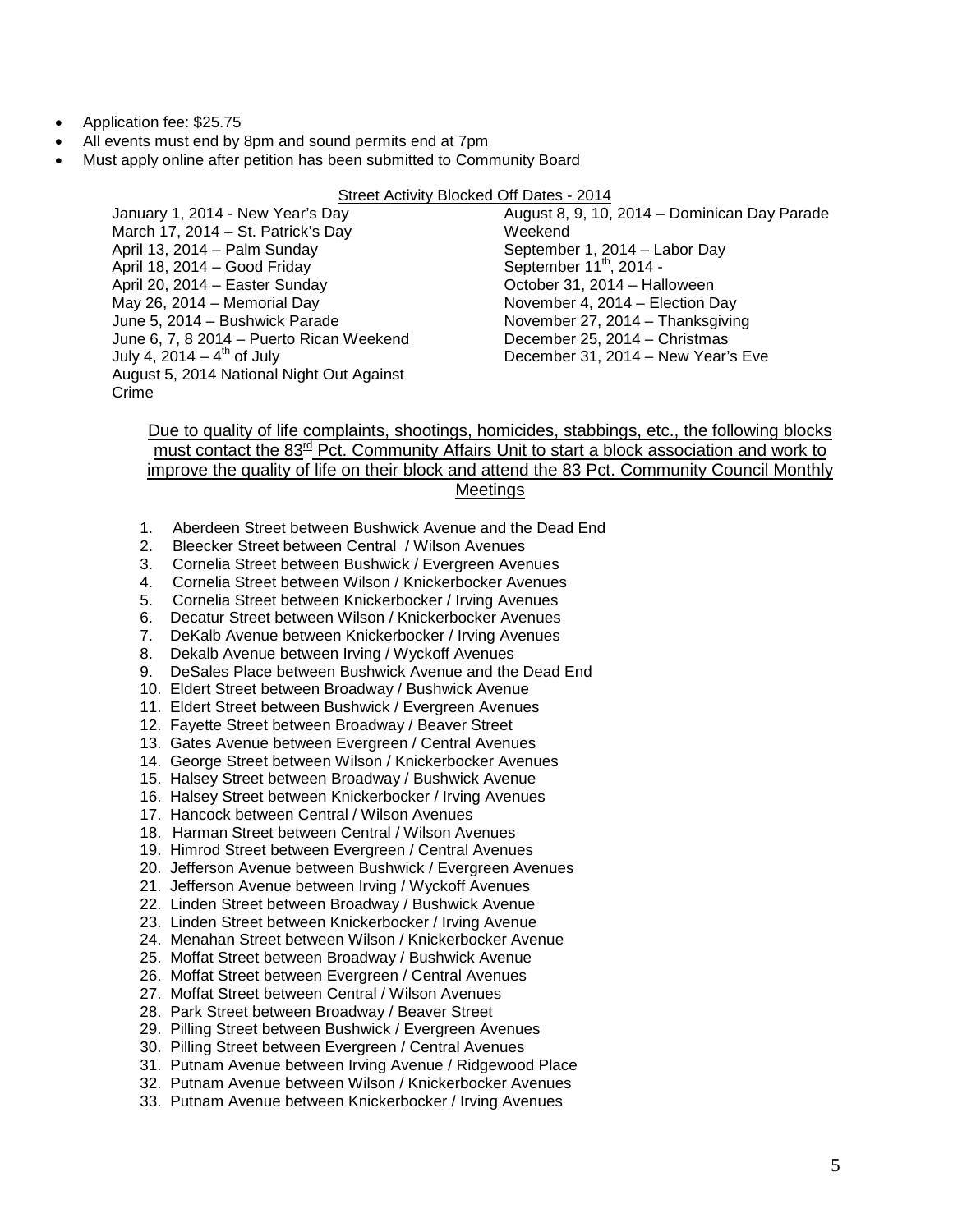- Application fee: $25.75
- All events must end by 8pm and sound permits end at 7pm
- Must apply online after petition has been submitted to Community Board

<u>Street Activity Blocked Off Dates - 2014</u>

January 1, 2014 - New Year's Day
March 17, 2014 – St. Patrick's Day
April 13, 2014 – Palm Sunday
April 18, 2014 – Good Friday
April 20, 2014 – Easter Sunday
May 26, 2014 – Memorial Day
June 5, 2014 – Bushwick Parade
June 6, 7, 8 2014 – Puerto Rican Weekend
July 4, 2014 – 4th of July
August 5, 2014 National Night Out Against Crime
August 8, 9, 10, 2014 – Dominican Day Parade Weekend
September 1, 2014 – Labor Day
September 11th, 2014 -
October 31, 2014 – Halloween
November 4, 2014 – Election Day
November 27, 2014 – Thanksgiving
December 25, 2014 – Christmas
December 31, 2014 – New Year's Eve

<u>Due to quality of life complaints, shootings, homicides, stabbings, etc., the following blocks must contact the 83rd Pct. Community Affairs Unit to start a block association and work to improve the quality of life on their block and attend the 83 Pct. Community Council Monthly Meetings</u>

1. Aberdeen Street between Bushwick Avenue and the Dead End
2. Bleecker Street between Central / Wilson Avenues
3. Cornelia Street between Bushwick / Evergreen Avenues
4. Cornelia Street between Wilson / Knickerbocker Avenues
5. Cornelia Street between Knickerbocker / Irving Avenues
6. Decatur Street between Wilson / Knickerbocker Avenues
7. DeKalb Avenue between Knickerbocker / Irving Avenues
8. Dekalb Avenue between Irving / Wyckoff Avenues
9. DeSales Place between Bushwick Avenue and the Dead End
10. Eldert Street between Broadway / Bushwick Avenue
11. Eldert Street between Bushwick / Evergreen Avenues
12. Fayette Street between Broadway / Beaver Street
13. Gates Avenue between Evergreen / Central Avenues
14. George Street between Wilson / Knickerbocker Avenues
15. Halsey Street between Broadway / Bushwick Avenue
16. Halsey Street between Knickerbocker / Irving Avenues
17. Hancock between Central / Wilson Avenues
18. Harman Street between Central / Wilson Avenues
19. Himrod Street between Evergreen / Central Avenues
20. Jefferson Avenue between Bushwick / Evergreen Avenues
21. Jefferson Avenue between Irving / Wyckoff Avenues
22. Linden Street between Broadway / Bushwick Avenue
23. Linden Street between Knickerbocker / Irving Avenue
24. Menahan Street between Wilson / Knickerbocker Avenue
25. Moffat Street between Broadway / Bushwick Avenue
26. Moffat Street between Evergreen / Central Avenues
27. Moffat Street between Central / Wilson Avenues
28. Park Street between Broadway / Beaver Street
29. Pilling Street between Bushwick / Evergreen Avenues
30. Pilling Street between Evergreen / Central Avenues
31. Putnam Avenue between Irving Avenue / Ridgewood Place
32. Putnam Avenue between Wilson / Knickerbocker Avenues
33. Putnam Avenue between Knickerbocker / Irving Avenues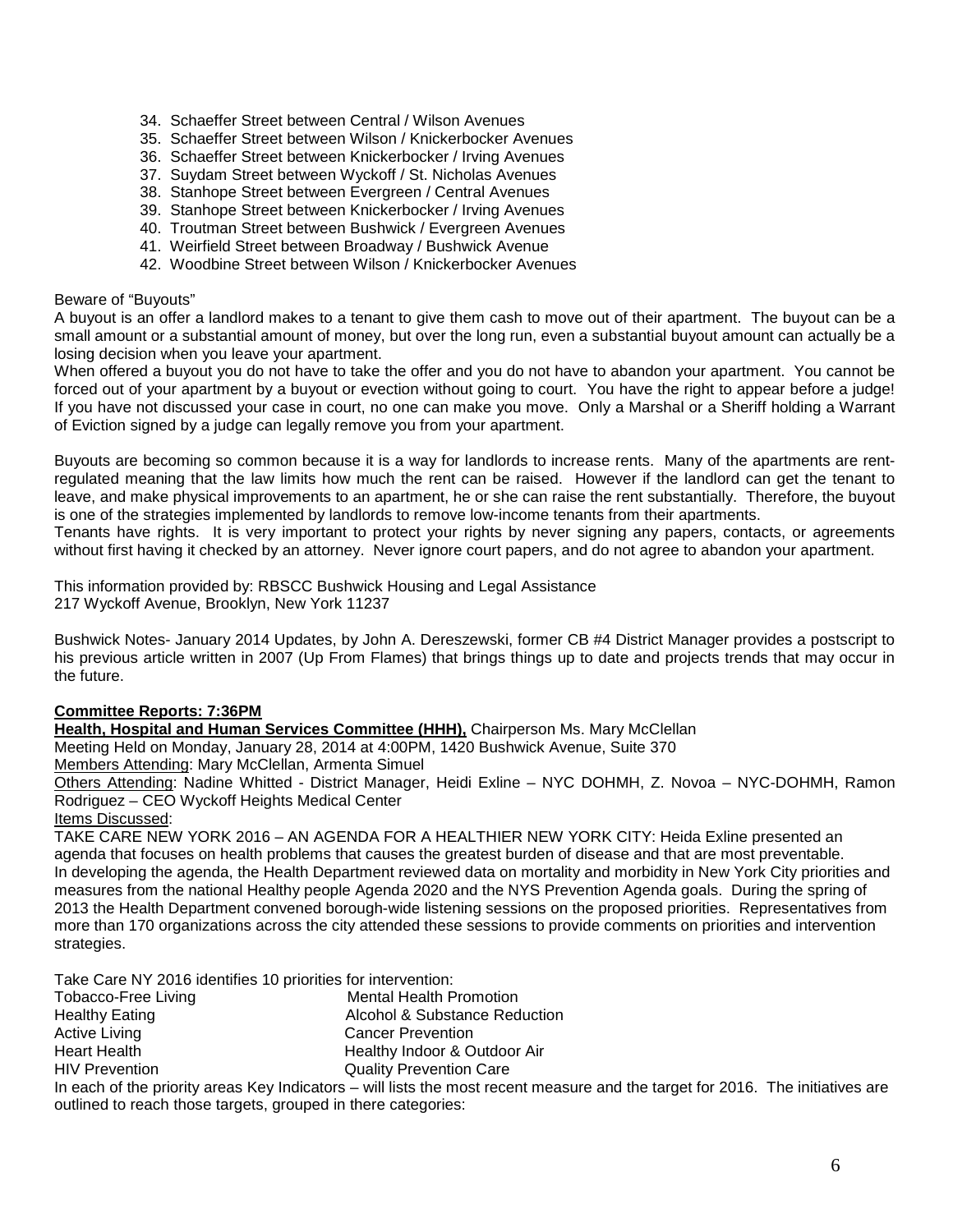34. Schaeffer Street between Central / Wilson Avenues
35. Schaeffer Street between Wilson / Knickerbocker Avenues
36. Schaeffer Street between Knickerbocker / Irving Avenues
37. Suydam Street between Wyckoff / St. Nicholas Avenues
38. Stanhope Street between Evergreen / Central Avenues
39. Stanhope Street between Knickerbocker / Irving Avenues
40. Troutman Street between Bushwick / Evergreen Avenues
41. Weirfield Street between Broadway / Bushwick Avenue
42. Woodbine Street between Wilson / Knickerbocker Avenues

Beware of "Buyouts"

A buyout is an offer a landlord makes to a tenant to give them cash to move out of their apartment. The buyout can be a small amount or a substantial amount of money, but over the long run, even a substantial buyout amount can actually be a losing decision when you leave your apartment.

When offered a buyout you do not have to take the offer and you do not have to abandon your apartment. You cannot be forced out of your apartment by a buyout or evection without going to court. You have the right to appear before a judge! If you have not discussed your case in court, no one can make you move. Only a Marshal or a Sheriff holding a Warrant of Eviction signed by a judge can legally remove you from your apartment.

Buyouts are becoming so common because it is a way for landlords to increase rents. Many of the apartments are rent-regulated meaning that the law limits how much the rent can be raised. However if the landlord can get the tenant to leave, and make physical improvements to an apartment, he or she can raise the rent substantially. Therefore, the buyout is one of the strategies implemented by landlords to remove low-income tenants from their apartments.

Tenants have rights. It is very important to protect your rights by never signing any papers, contacts, or agreements without first having it checked by an attorney. Never ignore court papers, and do not agree to abandon your apartment.

This information provided by: RBSCC Bushwick Housing and Legal Assistance
217 Wyckoff Avenue, Brooklyn, New York 11237

Bushwick Notes- January 2014 Updates, by John A. Dereszewski, former CB #4 District Manager provides a postscript to his previous article written in 2007 (Up From Flames) that brings things up to date and projects trends that may occur in the future.

**Committee Reports: 7:36PM**

**Health, Hospital and Human Services Committee (HHH),** Chairperson Ms. Mary McClellan
Meeting Held on Monday, January 28, 2014 at 4:00PM, 1420 Bushwick Avenue, Suite 370
Members Attending: Mary McClellan, Armenta Simuel
Others Attending: Nadine Whitted - District Manager, Heidi Exline – NYC DOHMH, Z. Novoa – NYC-DOHMH, Ramon Rodriguez – CEO Wyckoff Heights Medical Center
Items Discussed:

TAKE CARE NEW YORK 2016 – AN AGENDA FOR A HEALTHIER NEW YORK CITY: Heida Exline presented an agenda that focuses on health problems that causes the greatest burden of disease and that are most preventable.
In developing the agenda, the Health Department reviewed data on mortality and morbidity in New York City priorities and measures from the national Healthy people Agenda 2020 and the NYS Prevention Agenda goals. During the spring of 2013 the Health Department convened borough-wide listening sessions on the proposed priorities. Representatives from more than 170 organizations across the city attended these sessions to provide comments on priorities and intervention strategies.

Take Care NY 2016 identifies 10 priorities for intervention:

| | |
|---|---|
| Tobacco-Free Living | Mental Health Promotion |
| Healthy Eating | Alcohol & Substance Reduction |
| Active Living | Cancer Prevention |
| Heart Health | Healthy Indoor & Outdoor Air |
| HIV Prevention | Quality Prevention Care |

In each of the priority areas Key Indicators – will lists the most recent measure and the target for 2016. The initiatives are outlined to reach those targets, grouped in there categories: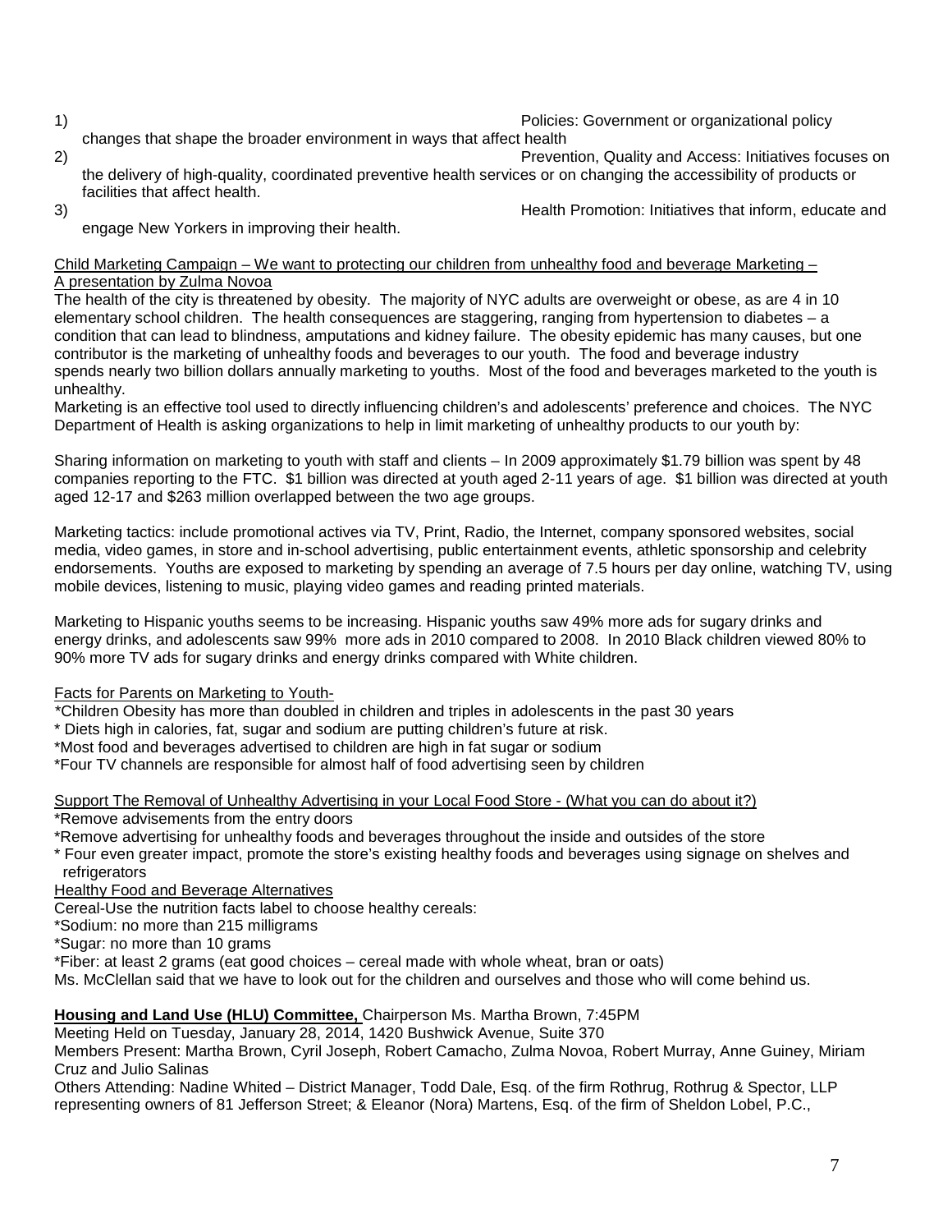1) Policies: Government or organizational policy changes that shape the broader environment in ways that affect health
2) Prevention, Quality and Access: Initiatives focuses on the delivery of high-quality, coordinated preventive health services or on changing the accessibility of products or facilities that affect health.
3) Health Promotion: Initiatives that inform, educate and engage New Yorkers in improving their health.

<u>Child Marketing Campaign – We want to protecting our children from unhealthy food and beverage Marketing – A presentation by Zulma Novoa</u>

The health of the city is threatened by obesity. The majority of NYC adults are overweight or obese, as are 4 in 10 elementary school children. The health consequences are staggering, ranging from hypertension to diabetes – a condition that can lead to blindness, amputations and kidney failure. The obesity epidemic has many causes, but one contributor is the marketing of unhealthy foods and beverages to our youth. The food and beverage industry spends nearly two billion dollars annually marketing to youths. Most of the food and beverages marketed to the youth is unhealthy.

Marketing is an effective tool used to directly influencing children's and adolescents' preference and choices. The NYC Department of Health is asking organizations to help in limit marketing of unhealthy products to our youth by:

Sharing information on marketing to youth with staff and clients – In 2009 approximately $1.79 billion was spent by 48 companies reporting to the FTC. $1 billion was directed at youth aged 2-11 years of age. $1 billion was directed at youth aged 12-17 and $263 million overlapped between the two age groups.

Marketing tactics: include promotional actives via TV, Print, Radio, the Internet, company sponsored websites, social media, video games, in store and in-school advertising, public entertainment events, athletic sponsorship and celebrity endorsements. Youths are exposed to marketing by spending an average of 7.5 hours per day online, watching TV, using mobile devices, listening to music, playing video games and reading printed materials.

Marketing to Hispanic youths seems to be increasing. Hispanic youths saw 49% more ads for sugary drinks and energy drinks, and adolescents saw 99% more ads in 2010 compared to 2008. In 2010 Black children viewed 80% to 90% more TV ads for sugary drinks and energy drinks compared with White children.

<u>Facts for Parents on Marketing to Youth-</u>

*Children Obesity has more than doubled in children and triples in adolescents in the past 30 years
* Diets high in calories, fat, sugar and sodium are putting children's future at risk.
*Most food and beverages advertised to children are high in fat sugar or sodium
*Four TV channels are responsible for almost half of food advertising seen by children

<u>Support The Removal of Unhealthy Advertising in your Local Food Store - (What you can do about it?)</u>

*Remove advisements from the entry doors
*Remove advertising for unhealthy foods and beverages throughout the inside and outsides of the store
* Four even greater impact, promote the store's existing healthy foods and beverages using signage on shelves and refrigerators

<u>Healthy Food and Beverage Alternatives</u>

Cereal-Use the nutrition facts label to choose healthy cereals:
*Sodium: no more than 215 milligrams
*Sugar: no more than 10 grams
*Fiber: at least 2 grams (eat good choices – cereal made with whole wheat, bran or oats)

Ms. McClellan said that we have to look out for the children and ourselves and those who will come behind us.

**<u>Housing and Land Use (HLU) Committee,</u>** Chairperson Ms. Martha Brown, 7:45PM
Meeting Held on Tuesday, January 28, 2014, 1420 Bushwick Avenue, Suite 370
Members Present: Martha Brown, Cyril Joseph, Robert Camacho, Zulma Novoa, Robert Murray, Anne Guiney, Miriam Cruz and Julio Salinas
Others Attending: Nadine Whited – District Manager, Todd Dale, Esq. of the firm Rothrug, Rothrug & Spector, LLP representing owners of 81 Jefferson Street; & Eleanor (Nora) Martens, Esq. of the firm of Sheldon Lobel, P.C.,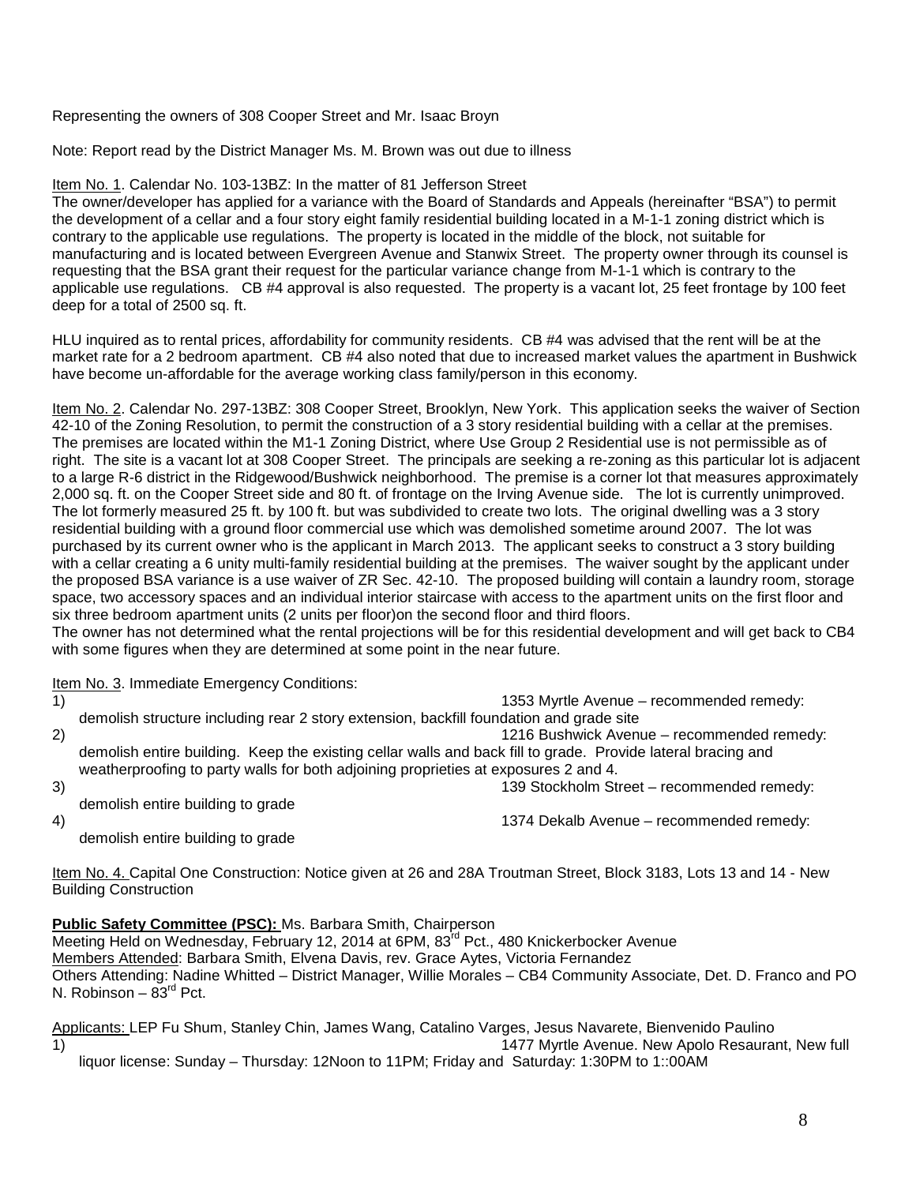Representing the owners of 308 Cooper Street and Mr. Isaac Broyn

Note: Report read by the District Manager Ms. M. Brown was out due to illness

Item No. 1. Calendar No. 103-13BZ: In the matter of 81 Jefferson Street

The owner/developer has applied for a variance with the Board of Standards and Appeals (hereinafter "BSA") to permit the development of a cellar and a four story eight family residential building located in a M-1-1 zoning district which is contrary to the applicable use regulations. The property is located in the middle of the block, not suitable for manufacturing and is located between Evergreen Avenue and Stanwix Street. The property owner through its counsel is requesting that the BSA grant their request for the particular variance change from M-1-1 which is contrary to the applicable use regulations. CB #4 approval is also requested. The property is a vacant lot, 25 feet frontage by 100 feet deep for a total of 2500 sq. ft.

HLU inquired as to rental prices, affordability for community residents. CB #4 was advised that the rent will be at the market rate for a 2 bedroom apartment. CB #4 also noted that due to increased market values the apartment in Bushwick have become un-affordable for the average working class family/person in this economy.

Item No. 2. Calendar No. 297-13BZ: 308 Cooper Street, Brooklyn, New York. This application seeks the waiver of Section 42-10 of the Zoning Resolution, to permit the construction of a 3 story residential building with a cellar at the premises. The premises are located within the M1-1 Zoning District, where Use Group 2 Residential use is not permissible as of right. The site is a vacant lot at 308 Cooper Street. The principals are seeking a re-zoning as this particular lot is adjacent to a large R-6 district in the Ridgewood/Bushwick neighborhood. The premise is a corner lot that measures approximately 2,000 sq. ft. on the Cooper Street side and 80 ft. of frontage on the Irving Avenue side. The lot is currently unimproved. The lot formerly measured 25 ft. by 100 ft. but was subdivided to create two lots. The original dwelling was a 3 story residential building with a ground floor commercial use which was demolished sometime around 2007. The lot was purchased by its current owner who is the applicant in March 2013. The applicant seeks to construct a 3 story building with a cellar creating a 6 unity multi-family residential building at the premises. The waiver sought by the applicant under the proposed BSA variance is a use waiver of ZR Sec. 42-10. The proposed building will contain a laundry room, storage space, two accessory spaces and an individual interior staircase with access to the apartment units on the first floor and six three bedroom apartment units (2 units per floor)on the second floor and third floors.

The owner has not determined what the rental projections will be for this residential development and will get back to CB4 with some figures when they are determined at some point in the near future.

Item No. 3. Immediate Emergency Conditions:

1) 1353 Myrtle Avenue – recommended remedy: demolish structure including rear 2 story extension, backfill foundation and grade site
2) 1216 Bushwick Avenue – recommended remedy: demolish entire building. Keep the existing cellar walls and back fill to grade. Provide lateral bracing and weatherproofing to party walls for both adjoining proprieties at exposures 2 and 4.
3) 139 Stockholm Street – recommended remedy: demolish entire building to grade
4) 1374 Dekalb Avenue – recommended remedy: demolish entire building to grade

Item No. 4. Capital One Construction: Notice given at 26 and 28A Troutman Street, Block 3183, Lots 13 and 14 - New Building Construction

**Public Safety Committee (PSC):** Ms. Barbara Smith, Chairperson

Meeting Held on Wednesday, February 12, 2014 at 6PM, 83rd Pct., 480 Knickerbocker Avenue

Members Attended: Barbara Smith, Elvena Davis, rev. Grace Aytes, Victoria Fernandez

Others Attending: Nadine Whitted – District Manager, Willie Morales – CB4 Community Associate, Det. D. Franco and PO N. Robinson – 83rd Pct.

Applicants: LEP Fu Shum, Stanley Chin, James Wang, Catalino Varges, Jesus Navarete, Bienvenido Paulino

1) 1477 Myrtle Avenue. New Apolo Resaurant, New full liquor license: Sunday – Thursday: 12Noon to 11PM; Friday and Saturday: 1:30PM to 1::00AM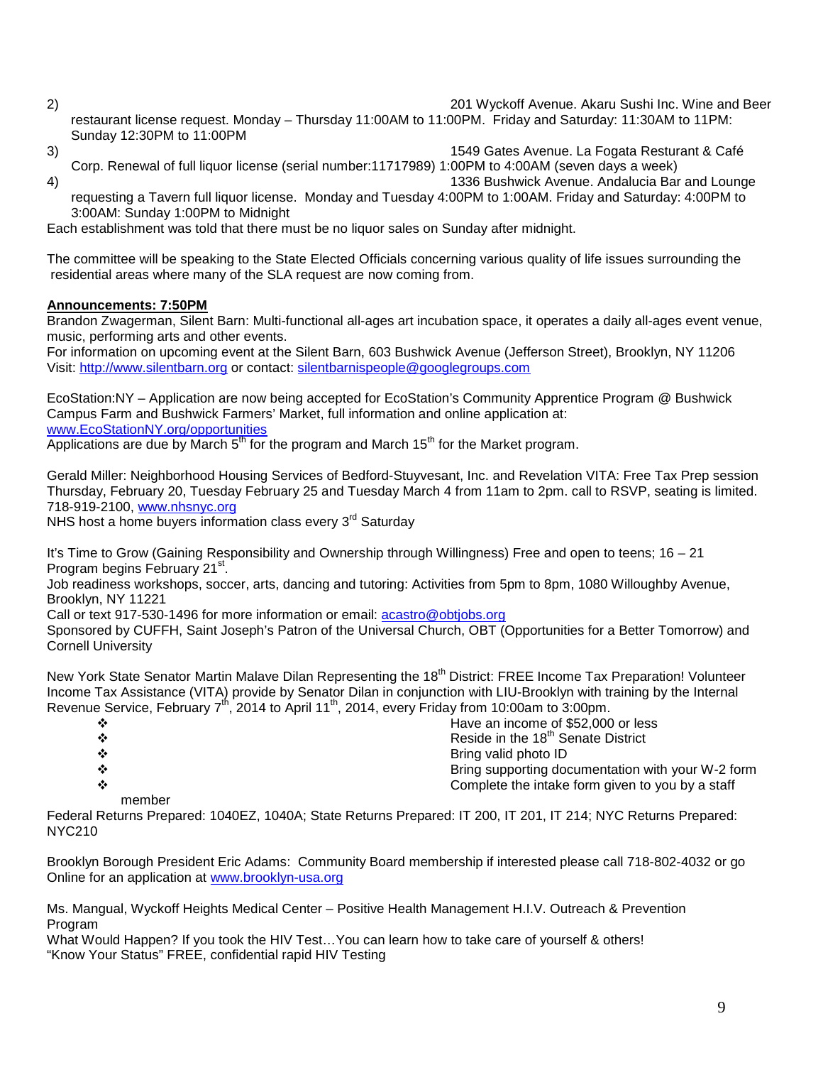2) 201 Wyckoff Avenue. Akaru Sushi Inc. Wine and Beer restaurant license request. Monday – Thursday 11:00AM to 11:00PM. Friday and Saturday: 11:30AM to 11PM: Sunday 12:30PM to 11:00PM

3) 1549 Gates Avenue. La Fogata Resturant & Café Corp. Renewal of full liquor license (serial number:11717989) 1:00PM to 4:00AM (seven days a week)

4) 1336 Bushwick Avenue. Andalucia Bar and Lounge requesting a Tavern full liquor license. Monday and Tuesday 4:00PM to 1:00AM. Friday and Saturday: 4:00PM to 3:00AM: Sunday 1:00PM to Midnight

Each establishment was told that there must be no liquor sales on Sunday after midnight.

The committee will be speaking to the State Elected Officials concerning various quality of life issues surrounding the residential areas where many of the SLA request are now coming from.

**Announcements: 7:50PM**

Brandon Zwagerman, Silent Barn: Multi-functional all-ages art incubation space, it operates a daily all-ages event venue, music, performing arts and other events.
For information on upcoming event at the Silent Barn, 603 Bushwick Avenue (Jefferson Street), Brooklyn, NY 11206
Visit: http://www.silentbarn.org or contact: silentbarnispeople@googlegroups.com

EcoStation:NY – Application are now being accepted for EcoStation's Community Apprentice Program @ Bushwick Campus Farm and Bushwick Farmers' Market, full information and online application at:
www.EcoStationNY.org/opportunities
Applications are due by March 5th for the program and March 15th for the Market program.

Gerald Miller: Neighborhood Housing Services of Bedford-Stuyvesant, Inc. and Revelation VITA: Free Tax Prep session Thursday, February 20, Tuesday February 25 and Tuesday March 4 from 11am to 2pm. call to RSVP, seating is limited. 718-919-2100, www.nhsnyc.org
NHS host a home buyers information class every 3rd Saturday

It's Time to Grow (Gaining Responsibility and Ownership through Willingness) Free and open to teens; 16 – 21
Program begins February 21st.
Job readiness workshops, soccer, arts, dancing and tutoring: Activities from 5pm to 8pm, 1080 Willoughby Avenue, Brooklyn, NY 11221
Call or text 917-530-1496 for more information or email: acastro@obtjobs.org
Sponsored by CUFFH, Saint Joseph's Patron of the Universal Church, OBT (Opportunities for a Better Tomorrow) and Cornell University

New York State Senator Martin Malave Dilan Representing the 18th District: FREE Income Tax Preparation! Volunteer Income Tax Assistance (VITA) provide by Senator Dilan in conjunction with LIU-Brooklyn with training by the Internal Revenue Service, February 7th, 2014 to April 11th, 2014, every Friday from 10:00am to 3:00pm.

- Have an income of $52,000 or less
- Reside in the 18th Senate District
- Bring valid photo ID
- Bring supporting documentation with your W-2 form
- Complete the intake form given to you by a staff member

Federal Returns Prepared: 1040EZ, 1040A; State Returns Prepared: IT 200, IT 201, IT 214; NYC Returns Prepared: NYC210

Brooklyn Borough President Eric Adams: Community Board membership if interested please call 718-802-4032 or go Online for an application at www.brooklyn-usa.org

Ms. Mangual, Wyckoff Heights Medical Center – Positive Health Management H.I.V. Outreach & Prevention Program
What Would Happen? If you took the HIV Test…You can learn how to take care of yourself & others!
"Know Your Status" FREE, confidential rapid HIV Testing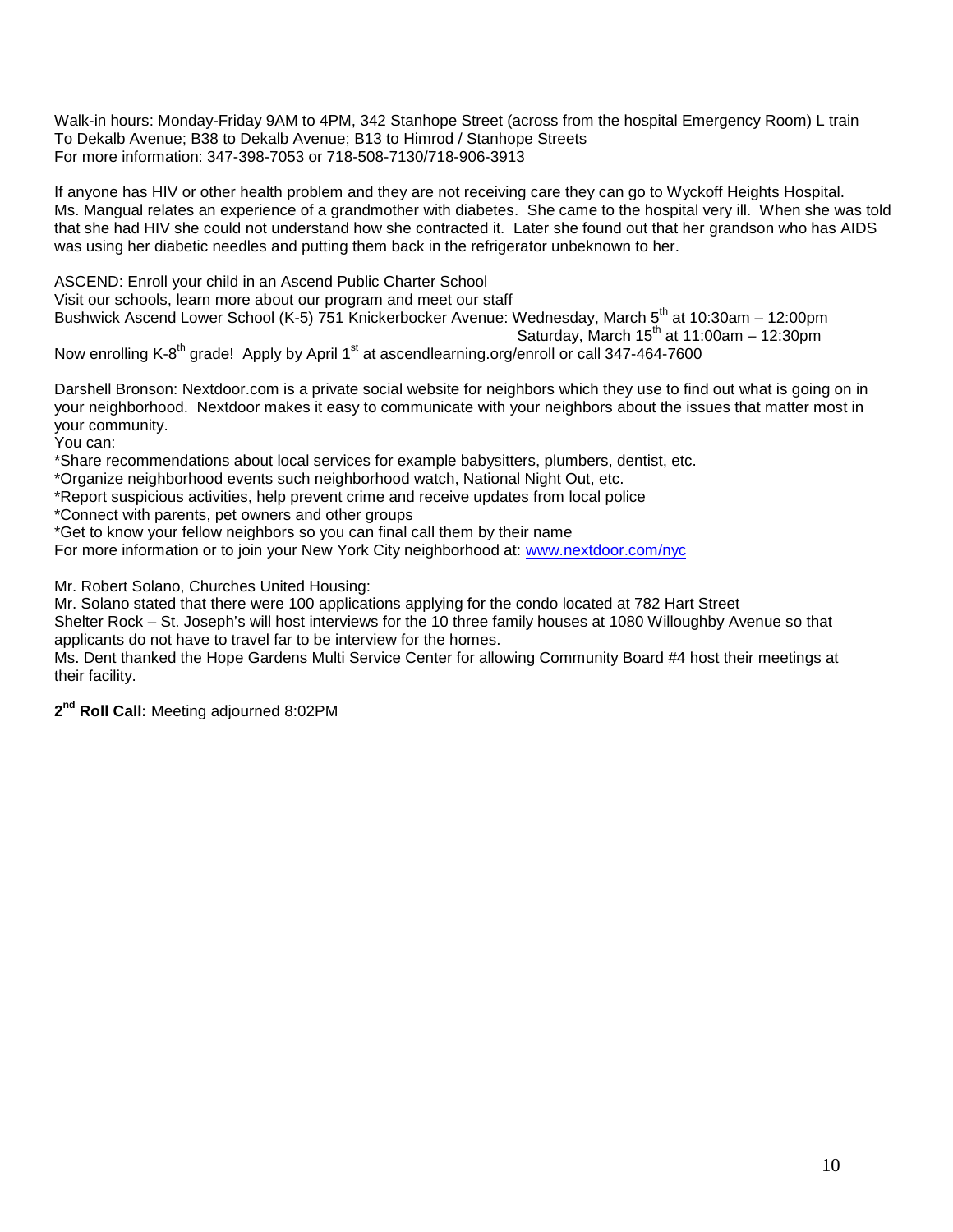Walk-in hours: Monday-Friday 9AM to 4PM, 342 Stanhope Street (across from the hospital Emergency Room) L train To Dekalb Avenue; B38 to Dekalb Avenue; B13 to Himrod / Stanhope Streets
For more information: 347-398-7053 or 718-508-7130/718-906-3913

If anyone has HIV or other health problem and they are not receiving care they can go to Wyckoff Heights Hospital. Ms. Mangual relates an experience of a grandmother with diabetes. She came to the hospital very ill. When she was told that she had HIV she could not understand how she contracted it. Later she found out that her grandson who has AIDS was using her diabetic needles and putting them back in the refrigerator unbeknown to her.

ASCEND: Enroll your child in an Ascend Public Charter School
Visit our schools, learn more about our program and meet our staff
Bushwick Ascend Lower School (K-5) 751 Knickerbocker Avenue: Wednesday, March 5th at 10:30am – 12:00pm
Saturday, March 15th at 11:00am – 12:30pm
Now enrolling K-8th grade! Apply by April 1st at ascendlearning.org/enroll or call 347-464-7600

Darshell Bronson: Nextdoor.com is a private social website for neighbors which they use to find out what is going on in your neighborhood. Nextdoor makes it easy to communicate with your neighbors about the issues that matter most in your community.
You can:
*Share recommendations about local services for example babysitters, plumbers, dentist, etc.
*Organize neighborhood events such neighborhood watch, National Night Out, etc.
*Report suspicious activities, help prevent crime and receive updates from local police
*Connect with parents, pet owners and other groups
*Get to know your fellow neighbors so you can final call them by their name
For more information or to join your New York City neighborhood at: [www.nextdoor.com/nyc](www.nextdoor.com/nyc)

Mr. Robert Solano, Churches United Housing:
Mr. Solano stated that there were 100 applications applying for the condo located at 782 Hart Street
Shelter Rock – St. Joseph's will host interviews for the 10 three family houses at 1080 Willoughby Avenue so that applicants do not have to travel far to be interview for the homes.
Ms. Dent thanked the Hope Gardens Multi Service Center for allowing Community Board #4 host their meetings at their facility.

**2nd Roll Call:** Meeting adjourned 8:02PM